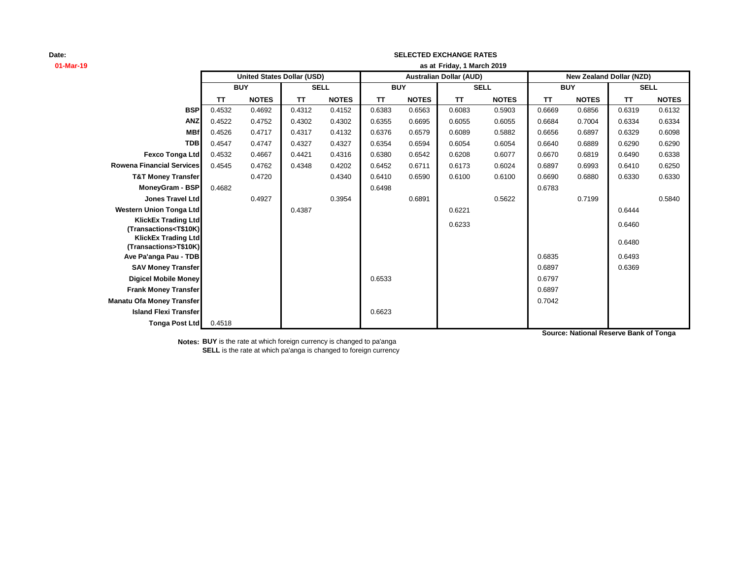**Date:**
**01-Mar-19**

**SELECTED EXCHANGE RATES**
**as at Friday, 1 March 2019**

| | United States Dollar (USD) | | | | Australian Dollar (AUD) | | | | New Zealand Dollar (NZD) | | | |
|---|---|---|---|---|---|---|---|---|---|---|---|---|
| | BUY | | SELL | | BUY | | SELL | | BUY | | SELL | |
| | TT | NOTES | TT | NOTES | TT | NOTES | TT | NOTES | TT | NOTES | TT | NOTES |
| **BSP** | 0.4532 | 0.4692 | 0.4312 | 0.4152 | 0.6383 | 0.6563 | 0.6083 | 0.5903 | 0.6669 | 0.6856 | 0.6319 | 0.6132 |
| **ANZ** | 0.4522 | 0.4752 | 0.4302 | 0.4302 | 0.6355 | 0.6695 | 0.6055 | 0.6055 | 0.6684 | 0.7004 | 0.6334 | 0.6334 |
| **MBf** | 0.4526 | 0.4717 | 0.4317 | 0.4132 | 0.6376 | 0.6579 | 0.6089 | 0.5882 | 0.6656 | 0.6897 | 0.6329 | 0.6098 |
| **TDB** | 0.4547 | 0.4747 | 0.4327 | 0.4327 | 0.6354 | 0.6594 | 0.6054 | 0.6054 | 0.6640 | 0.6889 | 0.6290 | 0.6290 |
| **Fexco Tonga Ltd** | 0.4532 | 0.4667 | 0.4421 | 0.4316 | 0.6380 | 0.6542 | 0.6208 | 0.6077 | 0.6670 | 0.6819 | 0.6490 | 0.6338 |
| **Rowena Financial Services** | 0.4545 | 0.4762 | 0.4348 | 0.4202 | 0.6452 | 0.6711 | 0.6173 | 0.6024 | 0.6897 | 0.6993 | 0.6410 | 0.6250 |
| **T&T Money Transfer** | | 0.4720 | | 0.4340 | 0.6410 | 0.6590 | 0.6100 | 0.6100 | 0.6690 | 0.6880 | 0.6330 | 0.6330 |
| **MoneyGram - BSP** | 0.4682 | | | | 0.6498 | | | | 0.6783 | | | |
| **Jones Travel Ltd** | | 0.4927 | | 0.3954 | | 0.6891 | | 0.5622 | | 0.7199 | | 0.5840 |
| **Western Union Tonga Ltd** | | | 0.4387 | | | | 0.6221 | | | | 0.6444 | |
| **KlickEx Trading Ltd (Transactions<T$10K)** | | | | | | | 0.6233 | | | | 0.6460 | |
| **KlickEx Trading Ltd (Transactions>T$10K)** | | | | | | | | | | | 0.6480 | |
| **Ave Pa'anga Pau - TDB** | | | | | | | | | 0.6835 | | 0.6493 | |
| **SAV Money Transfer** | | | | | | | | | 0.6897 | | 0.6369 | |
| **Digicel Mobile Money** | | | | | 0.6533 | | | | 0.6797 | | | |
| **Frank Money Transfer** | | | | | | | | | 0.6897 | | | |
| **Manatu Ofa Money Transfer** | | | | | | | | | 0.7042 | | | |
| **Island Flexi Transfer** | | | | | 0.6623 | | | | | | | |
| **Tonga Post Ltd** | 0.4518 | | | | | | | | | | | |

**Source: National Reserve Bank of Tonga**

**Notes:** **BUY** is the rate at which foreign currency is changed to pa'anga
**SELL** is the rate at which pa'anga is changed to foreign currency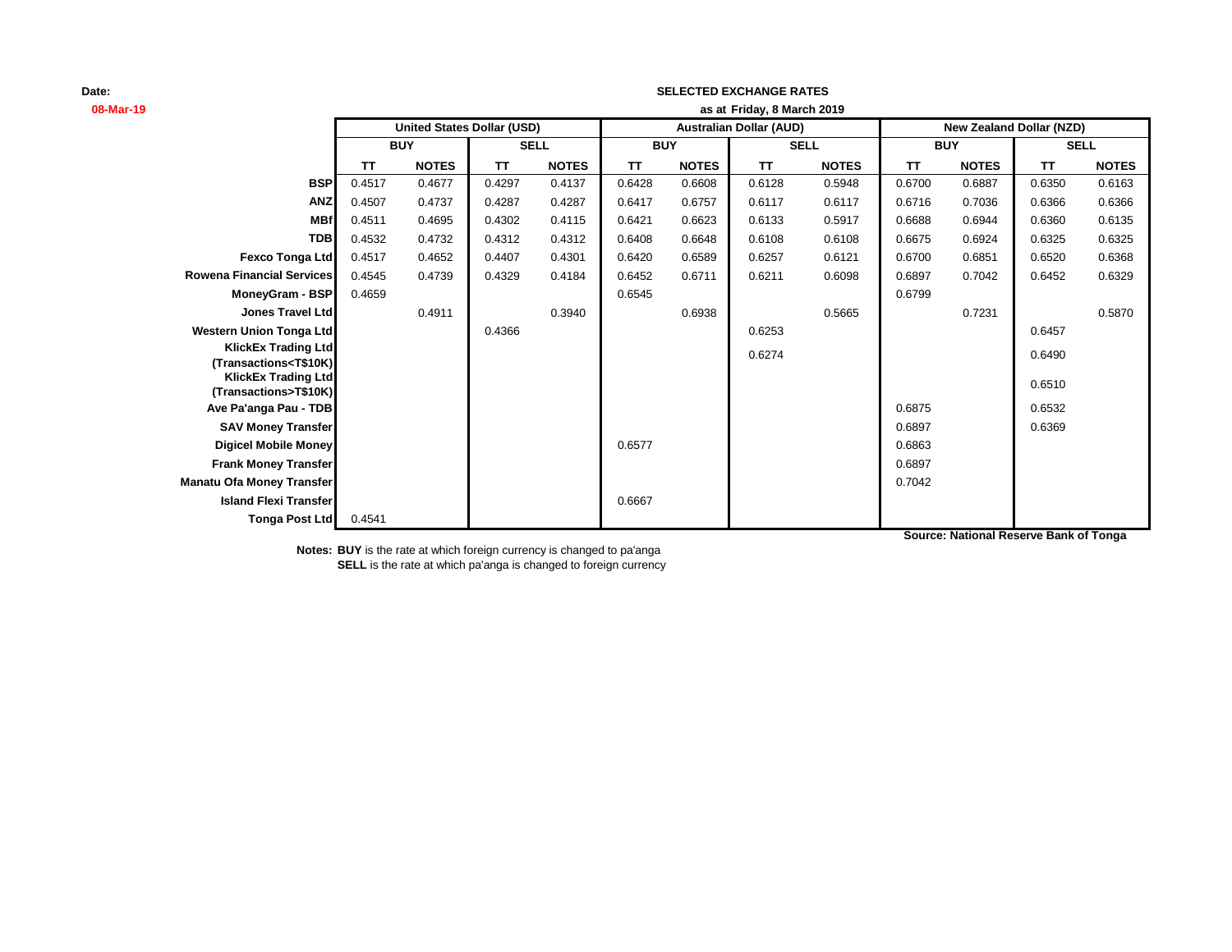**Date:**

**08-Mar-19**

**SELECTED EXCHANGE RATES**

**as at Friday, 8 March 2019**

| | United States Dollar (USD) | | | | Australian Dollar (AUD) | | | | New Zealand Dollar (NZD) | | | |
|---|---|---|---|---|---|---|---|---|---|---|---|---|
| | BUY | | SELL | | BUY | | SELL | | BUY | | SELL | |
| | TT | NOTES | TT | NOTES | TT | NOTES | TT | NOTES | TT | NOTES | TT | NOTES |
| **BSP** | 0.4517 | 0.4677 | 0.4297 | 0.4137 | 0.6428 | 0.6608 | 0.6128 | 0.5948 | 0.6700 | 0.6887 | 0.6350 | 0.6163 |
| **ANZ** | 0.4507 | 0.4737 | 0.4287 | 0.4287 | 0.6417 | 0.6757 | 0.6117 | 0.6117 | 0.6716 | 0.7036 | 0.6366 | 0.6366 |
| **MBf** | 0.4511 | 0.4695 | 0.4302 | 0.4115 | 0.6421 | 0.6623 | 0.6133 | 0.5917 | 0.6688 | 0.6944 | 0.6360 | 0.6135 |
| **TDB** | 0.4532 | 0.4732 | 0.4312 | 0.4312 | 0.6408 | 0.6648 | 0.6108 | 0.6108 | 0.6675 | 0.6924 | 0.6325 | 0.6325 |
| **Fexco Tonga Ltd** | 0.4517 | 0.4652 | 0.4407 | 0.4301 | 0.6420 | 0.6589 | 0.6257 | 0.6121 | 0.6700 | 0.6851 | 0.6520 | 0.6368 |
| **Rowena Financial Services** | 0.4545 | 0.4739 | 0.4329 | 0.4184 | 0.6452 | 0.6711 | 0.6211 | 0.6098 | 0.6897 | 0.7042 | 0.6452 | 0.6329 |
| **MoneyGram - BSP** | 0.4659 | | | | 0.6545 | | | | 0.6799 | | | |
| **Jones Travel Ltd** | | 0.4911 | | 0.3940 | | 0.6938 | | 0.5665 | | 0.7231 | | 0.5870 |
| **Western Union Tonga Ltd** | | | 0.4366 | | | | 0.6253 | | | | 0.6457 | |
| **KlickEx Trading Ltd (Transactions<T$10K)** | | | | | | | 0.6274 | | | | 0.6490 | |
| **KlickEx Trading Ltd (Transactions>T$10K)** | | | | | | | | | | | 0.6510 | |
| **Ave Pa'anga Pau - TDB** | | | | | | | | | 0.6875 | | 0.6532 | |
| **SAV Money Transfer** | | | | | | | | | 0.6897 | | 0.6369 | |
| **Digicel Mobile Money** | | | | | 0.6577 | | | | 0.6863 | | | |
| **Frank Money Transfer** | | | | | | | | | 0.6897 | | | |
| **Manatu Ofa Money Transfer** | | | | | | | | | 0.7042 | | | |
| **Island Flexi Transfer** | | | | | 0.6667 | | | | | | | |
| **Tonga Post Ltd** | 0.4541 | | | | | | | | | | | |

**Source: National Reserve Bank of Tonga**

**Notes:** **BUY** is the rate at which foreign currency is changed to pa'anga
**SELL** is the rate at which pa'anga is changed to foreign currency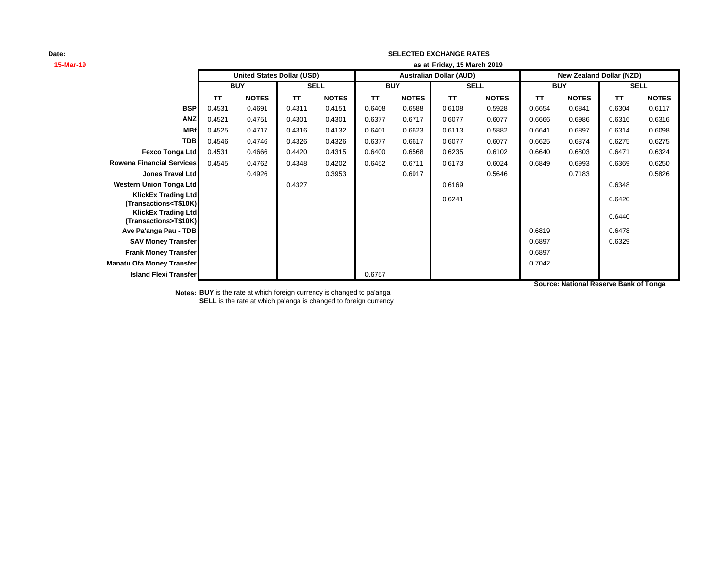**Date:**
**15-Mar-19**

**SELECTED EXCHANGE RATES**
**as at Friday, 15 March 2019**

| | United States Dollar (USD) | | | | Australian Dollar (AUD) | | | | New Zealand Dollar (NZD) | | | |
|---|---|---|---|---|---|---|---|---|---|---|---|---|
| | BUY | | SELL | | BUY | | SELL | | BUY | | SELL | |
| | TT | NOTES | TT | NOTES | TT | NOTES | TT | NOTES | TT | NOTES | TT | NOTES |
| **BSP** | 0.4531 | 0.4691 | 0.4311 | 0.4151 | 0.6408 | 0.6588 | 0.6108 | 0.5928 | 0.6654 | 0.6841 | 0.6304 | 0.6117 |
| **ANZ** | 0.4521 | 0.4751 | 0.4301 | 0.4301 | 0.6377 | 0.6717 | 0.6077 | 0.6077 | 0.6666 | 0.6986 | 0.6316 | 0.6316 |
| **MBf** | 0.4525 | 0.4717 | 0.4316 | 0.4132 | 0.6401 | 0.6623 | 0.6113 | 0.5882 | 0.6641 | 0.6897 | 0.6314 | 0.6098 |
| **TDB** | 0.4546 | 0.4746 | 0.4326 | 0.4326 | 0.6377 | 0.6617 | 0.6077 | 0.6077 | 0.6625 | 0.6874 | 0.6275 | 0.6275 |
| **Fexco Tonga Ltd** | 0.4531 | 0.4666 | 0.4420 | 0.4315 | 0.6400 | 0.6568 | 0.6235 | 0.6102 | 0.6640 | 0.6803 | 0.6471 | 0.6324 |
| **Rowena Financial Services** | 0.4545 | 0.4762 | 0.4348 | 0.4202 | 0.6452 | 0.6711 | 0.6173 | 0.6024 | 0.6849 | 0.6993 | 0.6369 | 0.6250 |
| **Jones Travel Ltd** | | 0.4926 | | 0.3953 | | 0.6917 | | 0.5646 | | 0.7183 | | 0.5826 |
| **Western Union Tonga Ltd** | | | 0.4327 | | | | 0.6169 | | | | 0.6348 | |
| **KlickEx Trading Ltd (Transactions<T$10K)** | | | | | | | 0.6241 | | | | 0.6420 | |
| **KlickEx Trading Ltd (Transactions>T$10K)** | | | | | | | | | | | 0.6440 | |
| **Ave Pa'anga Pau - TDB** | | | | | | | | | 0.6819 | | 0.6478 | |
| **SAV Money Transfer** | | | | | | | | | 0.6897 | | 0.6329 | |
| **Frank Money Transfer** | | | | | | | | | 0.6897 | | | |
| **Manatu Ofa Money Transfer** | | | | | | | | | 0.7042 | | | |
| **Island Flexi Transfer** | | | | | 0.6757 | | | | | | | |

**Source: National Reserve Bank of Tonga**

**Notes:** **BUY** is the rate at which foreign currency is changed to pa'anga
**SELL** is the rate at which pa'anga is changed to foreign currency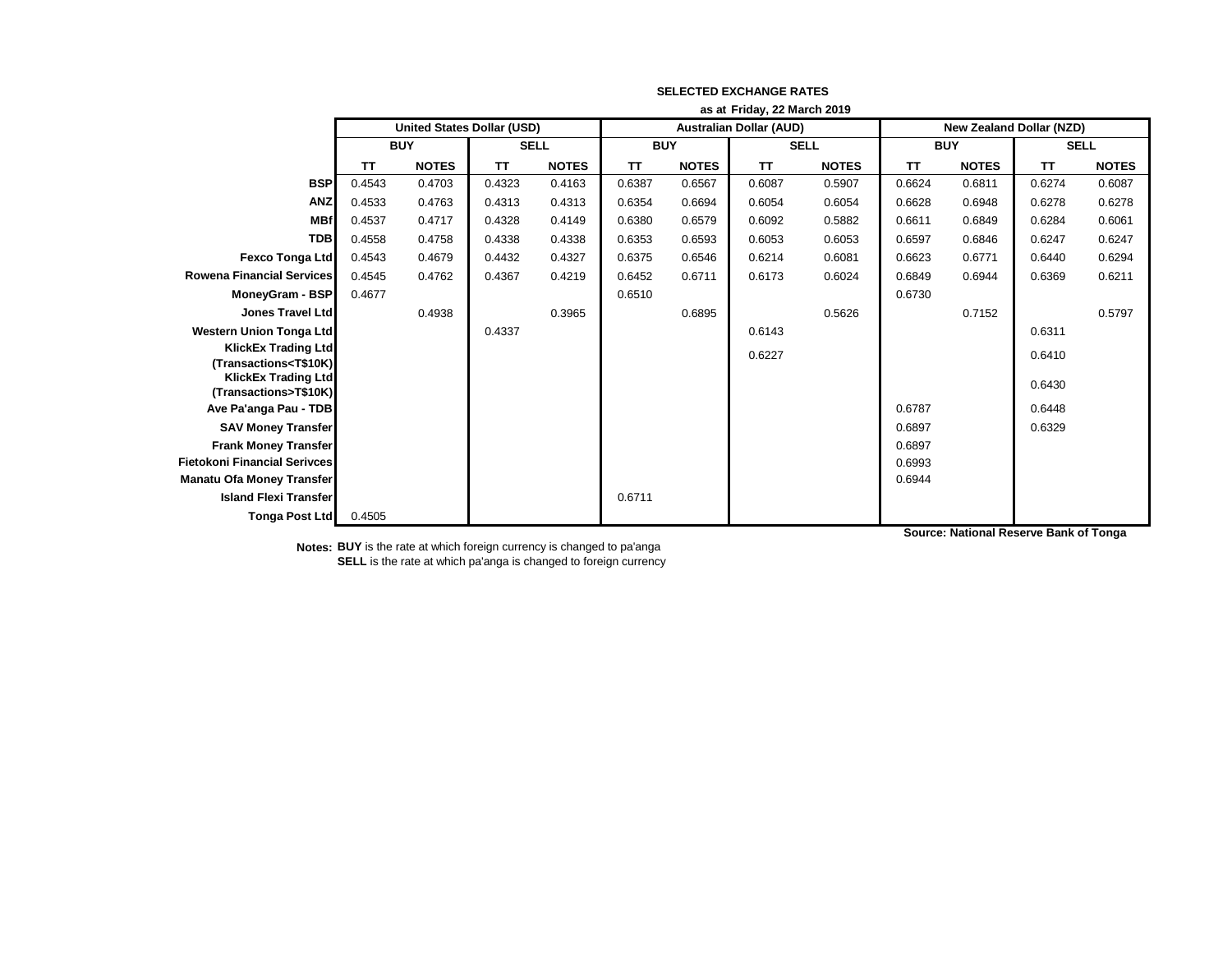**SELECTED EXCHANGE RATES**

**as at Friday, 22 March 2019**

| | United States Dollar (USD) | | | | Australian Dollar (AUD) | | | | New Zealand Dollar (NZD) | | | |
|---|---|---|---|---|---|---|---|---|---|---|---|---|
| | BUY | | SELL | | BUY | | SELL | | BUY | | SELL | |
| | TT | NOTES | TT | NOTES | TT | NOTES | TT | NOTES | TT | NOTES | TT | NOTES |
| **BSP** | 0.4543 | 0.4703 | 0.4323 | 0.4163 | 0.6387 | 0.6567 | 0.6087 | 0.5907 | 0.6624 | 0.6811 | 0.6274 | 0.6087 |
| **ANZ** | 0.4533 | 0.4763 | 0.4313 | 0.4313 | 0.6354 | 0.6694 | 0.6054 | 0.6054 | 0.6628 | 0.6948 | 0.6278 | 0.6278 |
| **MBf** | 0.4537 | 0.4717 | 0.4328 | 0.4149 | 0.6380 | 0.6579 | 0.6092 | 0.5882 | 0.6611 | 0.6849 | 0.6284 | 0.6061 |
| **TDB** | 0.4558 | 0.4758 | 0.4338 | 0.4338 | 0.6353 | 0.6593 | 0.6053 | 0.6053 | 0.6597 | 0.6846 | 0.6247 | 0.6247 |
| **Fexco Tonga Ltd** | 0.4543 | 0.4679 | 0.4432 | 0.4327 | 0.6375 | 0.6546 | 0.6214 | 0.6081 | 0.6623 | 0.6771 | 0.6440 | 0.6294 |
| **Rowena Financial Services** | 0.4545 | 0.4762 | 0.4367 | 0.4219 | 0.6452 | 0.6711 | 0.6173 | 0.6024 | 0.6849 | 0.6944 | 0.6369 | 0.6211 |
| **MoneyGram - BSP** | 0.4677 | | | | 0.6510 | | | | 0.6730 | | | |
| **Jones Travel Ltd** | | 0.4938 | | 0.3965 | | 0.6895 | | 0.5626 | | 0.7152 | | 0.5797 |
| **Western Union Tonga Ltd** | | | 0.4337 | | | | 0.6143 | | | | 0.6311 | |
| **KlickEx Trading Ltd (Transactions<T$10K)** | | | | | | | 0.6227 | | | | 0.6410 | |
| **KlickEx Trading Ltd (Transactions>T$10K)** | | | | | | | | | | | 0.6430 | |
| **Ave Pa'anga Pau - TDB** | | | | | | | | | 0.6787 | | 0.6448 | |
| **SAV Money Transfer** | | | | | | | | | 0.6897 | | 0.6329 | |
| **Frank Money Transfer** | | | | | | | | | 0.6897 | | | |
| **Fietokoni Financial Serivces** | | | | | | | | | 0.6993 | | | |
| **Manatu Ofa Money Transfer** | | | | | | | | | 0.6944 | | | |
| **Island Flexi Transfer** | | | | | 0.6711 | | | | | | | |
| **Tonga Post Ltd** | 0.4505 | | | | | | | | | | | |

**Source: National Reserve Bank of Tonga**

**Notes:** **BUY** is the rate at which foreign currency is changed to pa'anga
**SELL** is the rate at which pa'anga is changed to foreign currency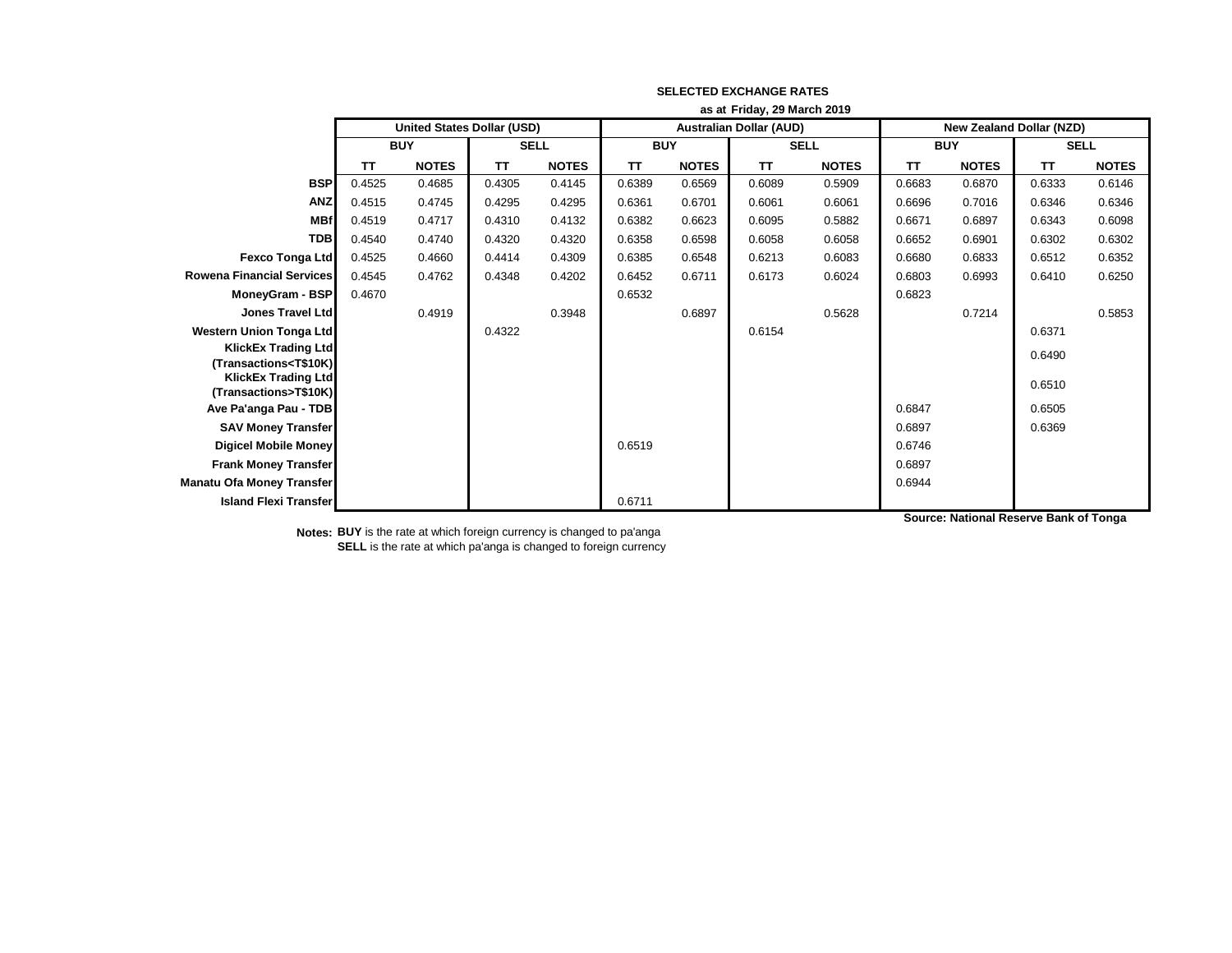**SELECTED EXCHANGE RATES**

**as at Friday, 29 March 2019**

| | United States Dollar (USD) | | | | Australian Dollar (AUD) | | | | New Zealand Dollar (NZD) | | | |
|---|---|---|---|---|---|---|---|---|---|---|---|---|
| | BUY | | SELL | | BUY | | SELL | | BUY | | SELL | |
| | TT | NOTES | TT | NOTES | TT | NOTES | TT | NOTES | TT | NOTES | TT | NOTES |
| **BSP** | 0.4525 | 0.4685 | 0.4305 | 0.4145 | 0.6389 | 0.6569 | 0.6089 | 0.5909 | 0.6683 | 0.6870 | 0.6333 | 0.6146 |
| **ANZ** | 0.4515 | 0.4745 | 0.4295 | 0.4295 | 0.6361 | 0.6701 | 0.6061 | 0.6061 | 0.6696 | 0.7016 | 0.6346 | 0.6346 |
| **MBf** | 0.4519 | 0.4717 | 0.4310 | 0.4132 | 0.6382 | 0.6623 | 0.6095 | 0.5882 | 0.6671 | 0.6897 | 0.6343 | 0.6098 |
| **TDB** | 0.4540 | 0.4740 | 0.4320 | 0.4320 | 0.6358 | 0.6598 | 0.6058 | 0.6058 | 0.6652 | 0.6901 | 0.6302 | 0.6302 |
| **Fexco Tonga Ltd** | 0.4525 | 0.4660 | 0.4414 | 0.4309 | 0.6385 | 0.6548 | 0.6213 | 0.6083 | 0.6680 | 0.6833 | 0.6512 | 0.6352 |
| **Rowena Financial Services** | 0.4545 | 0.4762 | 0.4348 | 0.4202 | 0.6452 | 0.6711 | 0.6173 | 0.6024 | 0.6803 | 0.6993 | 0.6410 | 0.6250 |
| **MoneyGram - BSP** | 0.4670 | | | | 0.6532 | | | | 0.6823 | | | |
| **Jones Travel Ltd** | | 0.4919 | | 0.3948 | | 0.6897 | | 0.5628 | | 0.7214 | | 0.5853 |
| **Western Union Tonga Ltd** | | | 0.4322 | | | | 0.6154 | | | | 0.6371 | |
| **KlickEx Trading Ltd (Transactions<T$10K)** | | | | | | | | | | | 0.6490 | |
| **KlickEx Trading Ltd (Transactions>T$10K)** | | | | | | | | | | | 0.6510 | |
| **Ave Pa'anga Pau - TDB** | | | | | | | | | 0.6847 | | 0.6505 | |
| **SAV Money Transfer** | | | | | | | | | 0.6897 | | 0.6369 | |
| **Digicel Mobile Money** | | | | | 0.6519 | | | | 0.6746 | | | |
| **Frank Money Transfer** | | | | | | | | | 0.6897 | | | |
| **Manatu Ofa Money Transfer** | | | | | | | | | 0.6944 | | | |
| **Island Flexi Transfer** | | | | | 0.6711 | | | | | | | |

**Source: National Reserve Bank of Tonga**

**Notes:** **BUY** is the rate at which foreign currency is changed to pa'anga
**SELL** is the rate at which pa'anga is changed to foreign currency